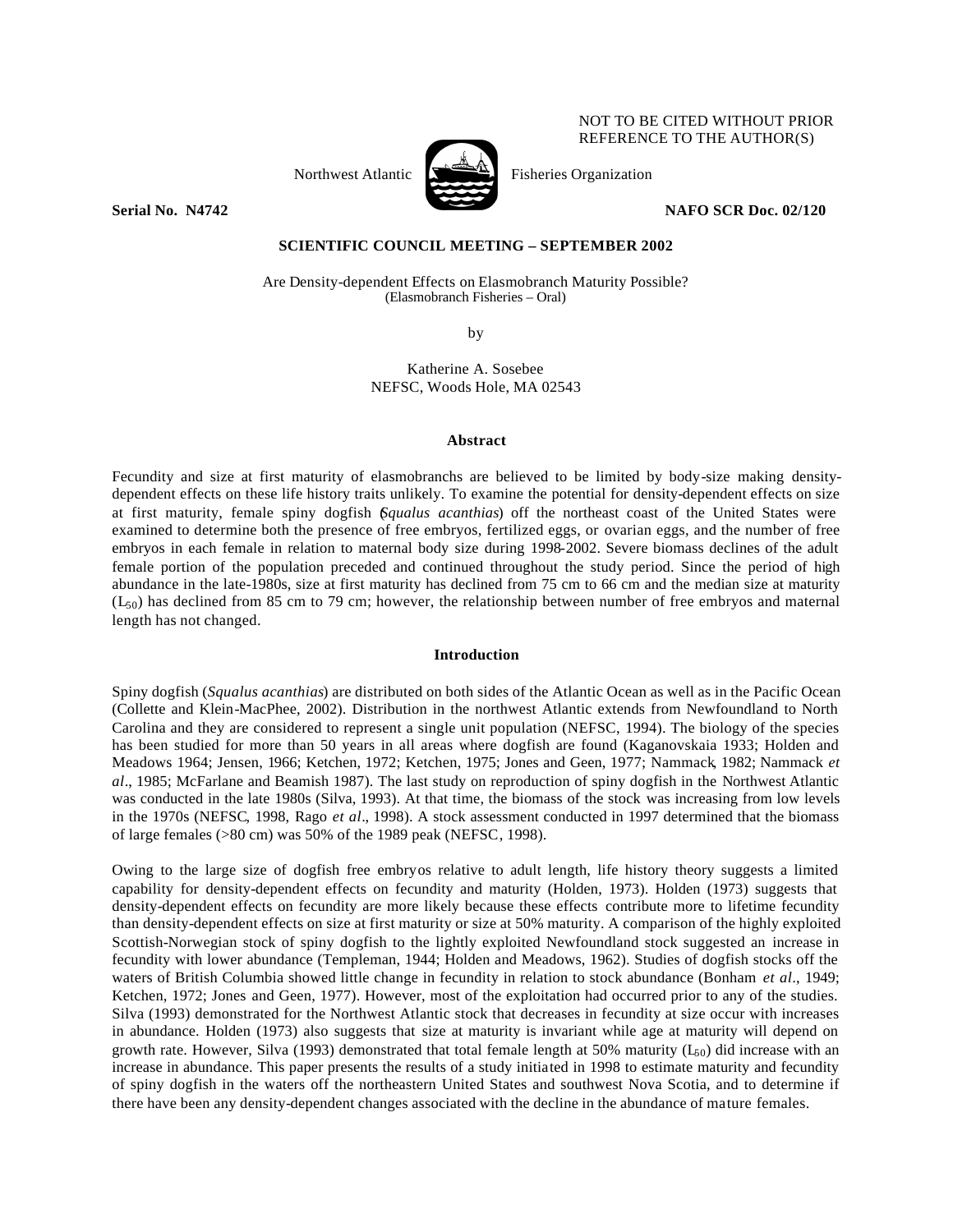NOT TO BE CITED WITHOUT PRIOR REFERENCE TO THE AUTHOR(S)

Northwest Atlantic Fisheries Organization

**Serial No. N4742** **NAFO SCR Doc. 02/120**

**SCIENTIFIC COUNCIL MEETING – SEPTEMBER 2002**

Are Density-dependent Effects on Elasmobranch Maturity Possible?
(Elasmobranch Fisheries – Oral)

by

Katherine A. Sosebee
NEFSC, Woods Hole, MA 02543

## Abstract

Fecundity and size at first maturity of elasmobranchs are believed to be limited by body-size making density-dependent effects on these life history traits unlikely. To examine the potential for density-dependent effects on size at first maturity, female spiny dogfish (*Squalus acanthias*) off the northeast coast of the United States were examined to determine both the presence of free embryos, fertilized eggs, or ovarian eggs, and the number of free embryos in each female in relation to maternal body size during 1998-2002. Severe biomass declines of the adult female portion of the population preceded and continued throughout the study period. Since the period of high abundance in the late-1980s, size at first maturity has declined from 75 cm to 66 cm and the median size at maturity ($L_{50}$) has declined from 85 cm to 79 cm; however, the relationship between number of free embryos and maternal length has not changed.

## Introduction

Spiny dogfish (*Squalus acanthias*) are distributed on both sides of the Atlantic Ocean as well as in the Pacific Ocean (Collette and Klein-MacPhee, 2002). Distribution in the northwest Atlantic extends from Newfoundland to North Carolina and they are considered to represent a single unit population (NEFSC, 1994). The biology of the species has been studied for more than 50 years in all areas where dogfish are found (Kaganovskaia 1933; Holden and Meadows 1964; Jensen, 1966; Ketchen, 1972; Ketchen, 1975; Jones and Geen, 1977; Nammack, 1982; Nammack *et al*., 1985; McFarlane and Beamish 1987). The last study on reproduction of spiny dogfish in the Northwest Atlantic was conducted in the late 1980s (Silva, 1993). At that time, the biomass of the stock was increasing from low levels in the 1970s (NEFSC, 1998, Rago *et al*., 1998). A stock assessment conducted in 1997 determined that the biomass of large females (>80 cm) was 50% of the 1989 peak (NEFSC, 1998).

Owing to the large size of dogfish free embryos relative to adult length, life history theory suggests a limited capability for density-dependent effects on fecundity and maturity (Holden, 1973). Holden (1973) suggests that density-dependent effects on fecundity are more likely because these effects contribute more to lifetime fecundity than density-dependent effects on size at first maturity or size at 50% maturity. A comparison of the highly exploited Scottish-Norwegian stock of spiny dogfish to the lightly exploited Newfoundland stock suggested an increase in fecundity with lower abundance (Templeman, 1944; Holden and Meadows, 1962). Studies of dogfish stocks off the waters of British Columbia showed little change in fecundity in relation to stock abundance (Bonham *et al*., 1949; Ketchen, 1972; Jones and Geen, 1977). However, most of the exploitation had occurred prior to any of the studies. Silva (1993) demonstrated for the Northwest Atlantic stock that decreases in fecundity at size occur with increases in abundance. Holden (1973) also suggests that size at maturity is invariant while age at maturity will depend on growth rate. However, Silva (1993) demonstrated that total female length at 50% maturity ($L_{50}$) did increase with an increase in abundance. This paper presents the results of a study initiated in 1998 to estimate maturity and fecundity of spiny dogfish in the waters off the northeastern United States and southwest Nova Scotia, and to determine if there have been any density-dependent changes associated with the decline in the abundance of mature females.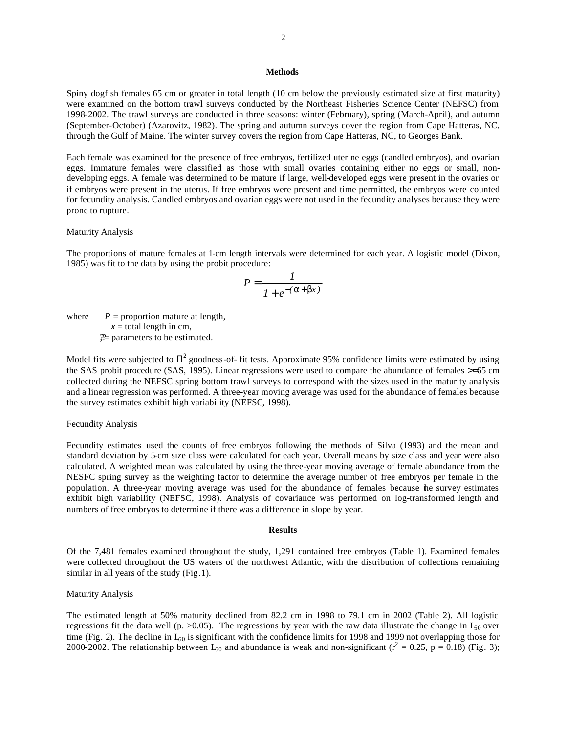## Methods

Spiny dogfish females 65 cm or greater in total length (10 cm below the previously estimated size at first maturity) were examined on the bottom trawl surveys conducted by the Northeast Fisheries Science Center (NEFSC) from 1998-2002. The trawl surveys are conducted in three seasons: winter (February), spring (March-April), and autumn (September-October) (Azarovitz, 1982). The spring and autumn surveys cover the region from Cape Hatteras, NC, through the Gulf of Maine. The winter survey covers the region from Cape Hatteras, NC, to Georges Bank.

Each female was examined for the presence of free embryos, fertilized uterine eggs (candled embryos), and ovarian eggs. Immature females were classified as those with small ovaries containing either no eggs or small, non-developing eggs. A female was determined to be mature if large, well-developed eggs were present in the ovaries or if embryos were present in the uterus. If free embryos were present and time permitted, the embryos were counted for fecundity analysis. Candled embryos and ovarian eggs were not used in the fecundity analyses because they were prone to rupture.

### Maturity Analysis

The proportions of mature females at 1-cm length intervals were determined for each year. A logistic model (Dixon, 1985) was fit to the data by using the probit procedure:

$$P = \frac{1}{1 + e^{-(\alpha + \beta x)}}$$

where $P$ = proportion mature at length,
$x$ = total length in cm,
?? = parameters to be estimated.

Model fits were subjected to $\chi^2$ goodness-of- fit tests. Approximate 95% confidence limits were estimated by using the SAS probit procedure (SAS, 1995). Linear regressions were used to compare the abundance of females >=65 cm collected during the NEFSC spring bottom trawl surveys to correspond with the sizes used in the maturity analysis and a linear regression was performed. A three-year moving average was used for the abundance of females because the survey estimates exhibit high variability (NEFSC, 1998).

### Fecundity Analysis

Fecundity estimates used the counts of free embryos following the methods of Silva (1993) and the mean and standard deviation by 5-cm size class were calculated for each year. Overall means by size class and year were also calculated. A weighted mean was calculated by using the three-year moving average of female abundance from the NESFC spring survey as the weighting factor to determine the average number of free embryos per female in the population. A three-year moving average was used for the abundance of females because the survey estimates exhibit high variability (NEFSC, 1998). Analysis of covariance was performed on log-transformed length and numbers of free embryos to determine if there was a difference in slope by year.

## Results

Of the 7,481 females examined throughout the study, 1,291 contained free embryos (Table 1). Examined females were collected throughout the US waters of the northwest Atlantic, with the distribution of collections remaining similar in all years of the study (Fig.1).

### Maturity Analysis

The estimated length at 50% maturity declined from 82.2 cm in 1998 to 79.1 cm in 2002 (Table 2). All logistic regressions fit the data well (p. >0.05). The regressions by year with the raw data illustrate the change in $L_{50}$ over time (Fig. 2). The decline in $L_{50}$ is significant with the confidence limits for 1998 and 1999 not overlapping those for 2000-2002. The relationship between $L_{50}$ and abundance is weak and non-significant ($r^2 = 0.25$, $p = 0.18$) (Fig. 3);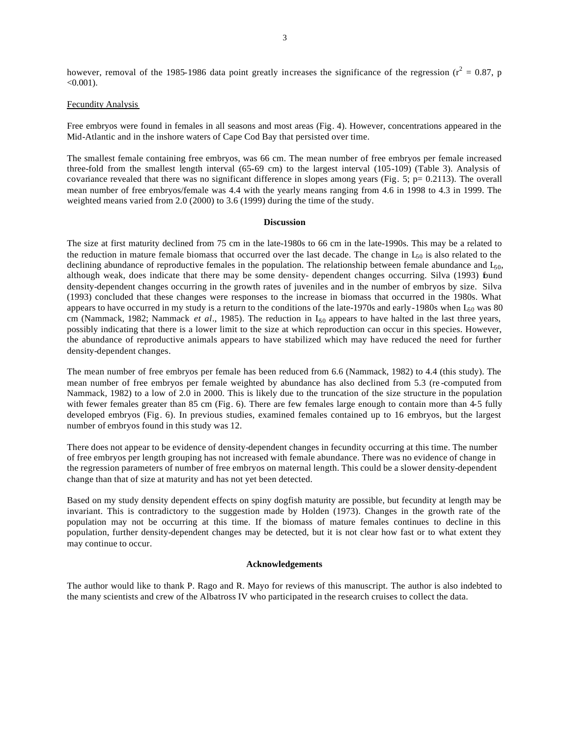however, removal of the 1985-1986 data point greatly increases the significance of the regression ($r^2 = 0.87$, $p < 0.001$).

Fecundity Analysis

Free embryos were found in females in all seasons and most areas (Fig. 4). However, concentrations appeared in the Mid-Atlantic and in the inshore waters of Cape Cod Bay that persisted over time.

The smallest female containing free embryos, was 66 cm. The mean number of free embryos per female increased three-fold from the smallest length interval (65-69 cm) to the largest interval (105-109) (Table 3). Analysis of covariance revealed that there was no significant difference in slopes among years (Fig. 5; $p = 0.2113$). The overall mean number of free embryos/female was 4.4 with the yearly means ranging from 4.6 in 1998 to 4.3 in 1999. The weighted means varied from 2.0 (2000) to 3.6 (1999) during the time of the study.

## Discussion

The size at first maturity declined from 75 cm in the late-1980s to 66 cm in the late-1990s. This may be a related to the reduction in mature female biomass that occurred over the last decade. The change in $L_{50}$ is also related to the declining abundance of reproductive females in the population. The relationship between female abundance and $L_{50}$, although weak, does indicate that there may be some density- dependent changes occurring. Silva (1993) found density-dependent changes occurring in the growth rates of juveniles and in the number of embryos by size. Silva (1993) concluded that these changes were responses to the increase in biomass that occurred in the 1980s. What appears to have occurred in my study is a return to the conditions of the late-1970s and early-1980s when $L_{50}$ was 80 cm (Nammack, 1982; Nammack *et al*., 1985). The reduction in $L_{50}$ appears to have halted in the last three years, possibly indicating that there is a lower limit to the size at which reproduction can occur in this species. However, the abundance of reproductive animals appears to have stabilized which may have reduced the need for further density-dependent changes.

The mean number of free embryos per female has been reduced from 6.6 (Nammack, 1982) to 4.4 (this study). The mean number of free embryos per female weighted by abundance has also declined from 5.3 (re-computed from Nammack, 1982) to a low of 2.0 in 2000. This is likely due to the truncation of the size structure in the population with fewer females greater than 85 cm (Fig. 6). There are few females large enough to contain more than 4-5 fully developed embryos (Fig. 6). In previous studies, examined females contained up to 16 embryos, but the largest number of embryos found in this study was 12.

There does not appear to be evidence of density-dependent changes in fecundity occurring at this time. The number of free embryos per length grouping has not increased with female abundance. There was no evidence of change in the regression parameters of number of free embryos on maternal length. This could be a slower density-dependent change than that of size at maturity and has not yet been detected.

Based on my study density dependent effects on spiny dogfish maturity are possible, but fecundity at length may be invariant. This is contradictory to the suggestion made by Holden (1973). Changes in the growth rate of the population may not be occurring at this time. If the biomass of mature females continues to decline in this population, further density-dependent changes may be detected, but it is not clear how fast or to what extent they may continue to occur.

## Acknowledgements

The author would like to thank P. Rago and R. Mayo for reviews of this manuscript. The author is also indebted to the many scientists and crew of the Albatross IV who participated in the research cruises to collect the data.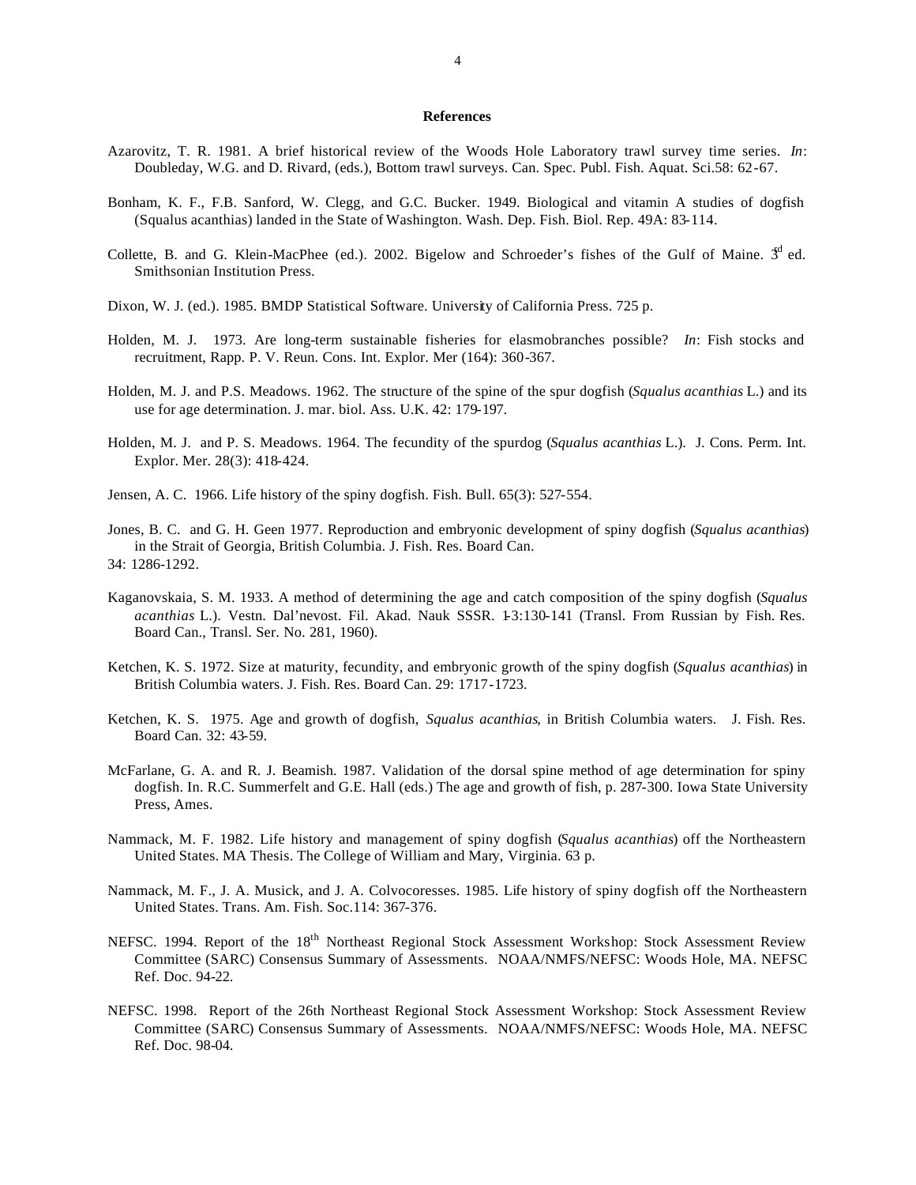**References**

Azarovitz, T. R. 1981. A brief historical review of the Woods Hole Laboratory trawl survey time series. *In*: Doubleday, W.G. and D. Rivard, (eds.), Bottom trawl surveys. Can. Spec. Publ. Fish. Aquat. Sci.58: 62-67.

Bonham, K. F., F.B. Sanford, W. Clegg, and G.C. Bucker. 1949. Biological and vitamin A studies of dogfish (Squalus acanthias) landed in the State of Washington. Wash. Dep. Fish. Biol. Rep. 49A: 83-114.

Collette, B. and G. Klein-MacPhee (ed.). 2002. Bigelow and Schroeder's fishes of the Gulf of Maine. 3rd ed. Smithsonian Institution Press.

Dixon, W. J. (ed.). 1985. BMDP Statistical Software. University of California Press. 725 p.

Holden, M. J. 1973. Are long-term sustainable fisheries for elasmobranches possible? *In*: Fish stocks and recruitment, Rapp. P. V. Reun. Cons. Int. Explor. Mer (164): 360-367.

Holden, M. J. and P.S. Meadows. 1962. The structure of the spine of the spur dogfish (*Squalus acanthias* L.) and its use for age determination. J. mar. biol. Ass. U.K. 42: 179-197.

Holden, M. J. and P. S. Meadows. 1964. The fecundity of the spurdog (*Squalus acanthias* L.). J. Cons. Perm. Int. Explor. Mer. 28(3): 418-424.

Jensen, A. C. 1966. Life history of the spiny dogfish. Fish. Bull. 65(3): 527-554.

Jones, B. C. and G. H. Geen 1977. Reproduction and embryonic development of spiny dogfish (*Squalus acanthias*) in the Strait of Georgia, British Columbia. J. Fish. Res. Board Can. 34: 1286-1292.

Kaganovskaia, S. M. 1933. A method of determining the age and catch composition of the spiny dogfish (*Squalus acanthias* L.). Vestn. Dal'nevost. Fil. Akad. Nauk SSSR. 1-3:130-141 (Transl. From Russian by Fish. Res. Board Can., Transl. Ser. No. 281, 1960).

Ketchen, K. S. 1972. Size at maturity, fecundity, and embryonic growth of the spiny dogfish (*Squalus acanthias*) in British Columbia waters. J. Fish. Res. Board Can. 29: 1717-1723.

Ketchen, K. S. 1975. Age and growth of dogfish, *Squalus acanthias*, in British Columbia waters. J. Fish. Res. Board Can. 32: 43-59.

McFarlane, G. A. and R. J. Beamish. 1987. Validation of the dorsal spine method of age determination for spiny dogfish. In. R.C. Summerfelt and G.E. Hall (eds.) The age and growth of fish, p. 287-300. Iowa State University Press, Ames.

Nammack, M. F. 1982. Life history and management of spiny dogfish (*Squalus acanthias*) off the Northeastern United States. MA Thesis. The College of William and Mary, Virginia. 63 p.

Nammack, M. F., J. A. Musick, and J. A. Colvocoresses. 1985. Life history of spiny dogfish off the Northeastern United States. Trans. Am. Fish. Soc.114: 367-376.

NEFSC. 1994. Report of the 18th Northeast Regional Stock Assessment Workshop: Stock Assessment Review Committee (SARC) Consensus Summary of Assessments. NOAA/NMFS/NEFSC: Woods Hole, MA. NEFSC Ref. Doc. 94-22.

NEFSC. 1998. Report of the 26th Northeast Regional Stock Assessment Workshop: Stock Assessment Review Committee (SARC) Consensus Summary of Assessments. NOAA/NMFS/NEFSC: Woods Hole, MA. NEFSC Ref. Doc. 98-04.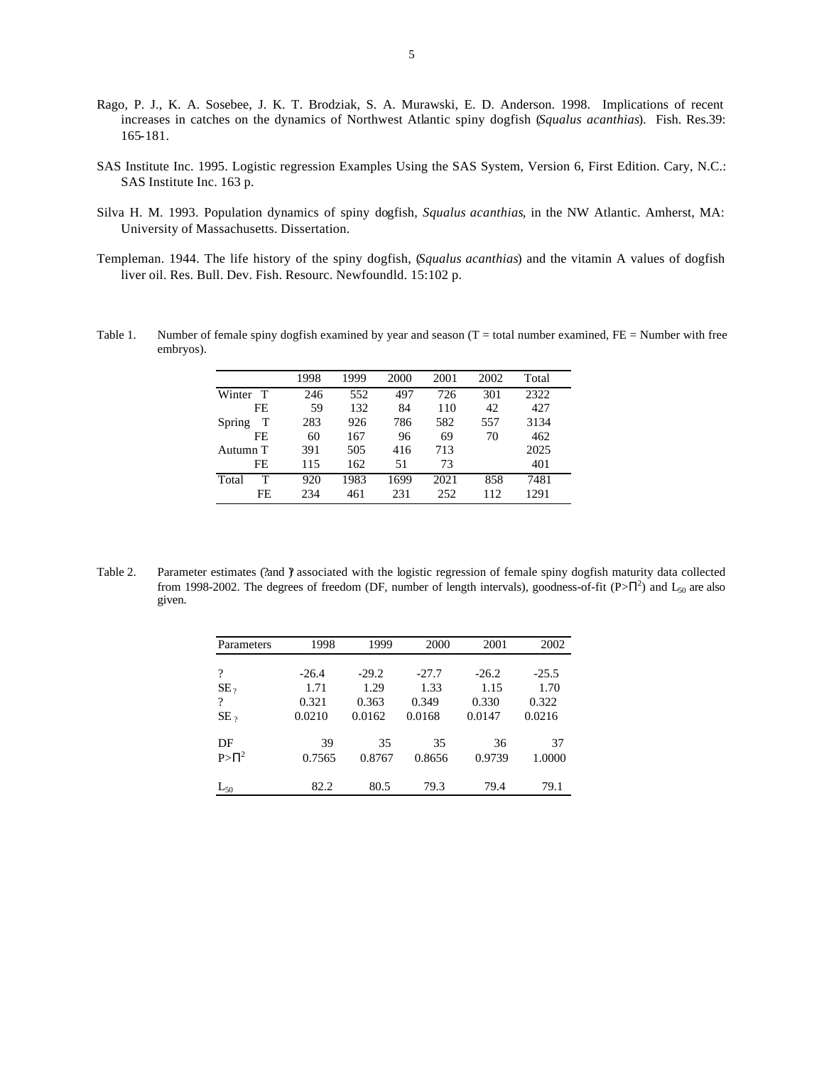Rago, P. J., K. A. Sosebee, J. K. T. Brodziak, S. A. Murawski, E. D. Anderson. 1998. Implications of recent increases in catches on the dynamics of Northwest Atlantic spiny dogfish (*Squalus acanthias*). Fish. Res.39: 165-181.

SAS Institute Inc. 1995. Logistic regression Examples Using the SAS System, Version 6, First Edition. Cary, N.C.: SAS Institute Inc. 163 p.

Silva H. M. 1993. Population dynamics of spiny dogfish, *Squalus acanthias*, in the NW Atlantic. Amherst, MA: University of Massachusetts. Dissertation.

Templeman. 1944. The life history of the spiny dogfish, (*Squalus acanthias*) and the vitamin A values of dogfish liver oil. Res. Bull. Dev. Fish. Resourc. Newfoundld. 15:102 p.

Table 1. Number of female spiny dogfish examined by year and season (T = total number examined, FE = Number with free embryos).

| | 1998 | 1999 | 2000 | 2001 | 2002 | Total |
|---|---|---|---|---|---|---|
| Winter T | 246 | 552 | 497 | 726 | 301 | 2322 |
| FE | 59 | 132 | 84 | 110 | 42 | 427 |
| Spring T | 283 | 926 | 786 | 582 | 557 | 3134 |
| FE | 60 | 167 | 96 | 69 | 70 | 462 |
| Autumn T | 391 | 505 | 416 | 713 | | 2025 |
| FE | 115 | 162 | 51 | 73 | | 401 |
| Total T | 920 | 1983 | 1699 | 2021 | 858 | 7481 |
| FE | 234 | 461 | 231 | 252 | 112 | 1291 |

Table 2. Parameter estimates (? and ?) associated with the logistic regression of female spiny dogfish maturity data collected from 1998-2002. The degrees of freedom (DF, number of length intervals), goodness-of-fit ($P>\chi^2$) and $L_{50}$ are also given.

| Parameters | 1998 | 1999 | 2000 | 2001 | 2002 |
|---|---|---|---|---|---|
| ? | -26.4 | -29.2 | -27.7 | -26.2 | -25.5 |
| $SE_?$ | 1.71 | 1.29 | 1.33 | 1.15 | 1.70 |
| ? | 0.321 | 0.363 | 0.349 | 0.330 | 0.322 |
| $SE_?$ | 0.0210 | 0.0162 | 0.0168 | 0.0147 | 0.0216 |
| DF | 39 | 35 | 35 | 36 | 37 |
| $P>\chi^2$ | 0.7565 | 0.8767 | 0.8656 | 0.9739 | 1.0000 |
| $L_{50}$ | 82.2 | 80.5 | 79.3 | 79.4 | 79.1 |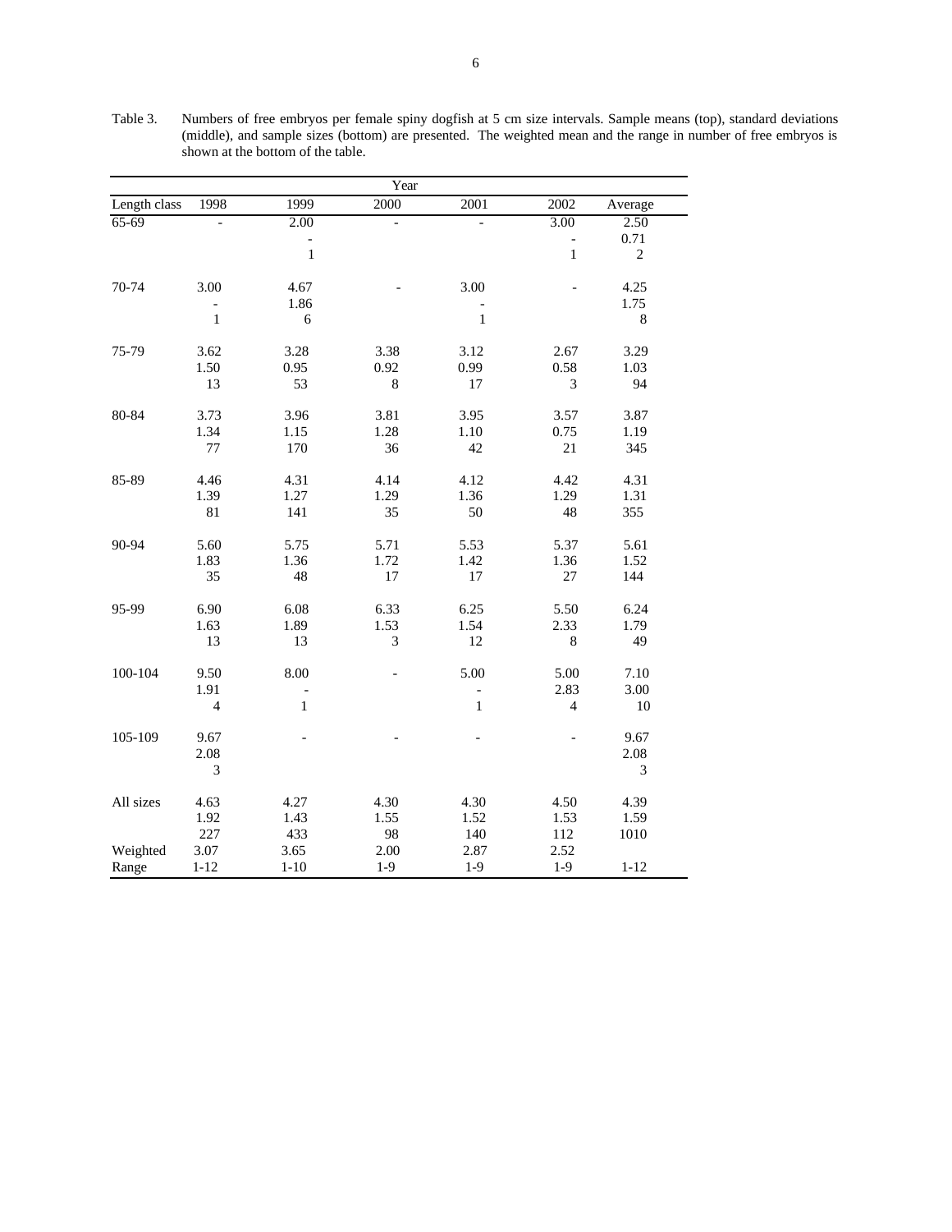Table 3. Numbers of free embryos per female spiny dogfish at 5 cm size intervals. Sample means (top), standard deviations (middle), and sample sizes (bottom) are presented. The weighted mean and the range in number of free embryos is shown at the bottom of the table.

| | Year | | | | | |
|---|---|---|---|---|---|---|
| Length class | 1998 | 1999 | 2000 | 2001 | 2002 | Average |
| 65-69 | - | 2.00 | - | - | 3.00 | 2.50 |
| | | - | | | - | 0.71 |
| | | 1 | | | 1 | 2 |
| 70-74 | 3.00 | 4.67 | - | 3.00 | - | 4.25 |
| | - | 1.86 | | - | | 1.75 |
| | 1 | 6 | | 1 | | 8 |
| 75-79 | 3.62 | 3.28 | 3.38 | 3.12 | 2.67 | 3.29 |
| | 1.50 | 0.95 | 0.92 | 0.99 | 0.58 | 1.03 |
| | 13 | 53 | 8 | 17 | 3 | 94 |
| 80-84 | 3.73 | 3.96 | 3.81 | 3.95 | 3.57 | 3.87 |
| | 1.34 | 1.15 | 1.28 | 1.10 | 0.75 | 1.19 |
| | 77 | 170 | 36 | 42 | 21 | 345 |
| 85-89 | 4.46 | 4.31 | 4.14 | 4.12 | 4.42 | 4.31 |
| | 1.39 | 1.27 | 1.29 | 1.36 | 1.29 | 1.31 |
| | 81 | 141 | 35 | 50 | 48 | 355 |
| 90-94 | 5.60 | 5.75 | 5.71 | 5.53 | 5.37 | 5.61 |
| | 1.83 | 1.36 | 1.72 | 1.42 | 1.36 | 1.52 |
| | 35 | 48 | 17 | 17 | 27 | 144 |
| 95-99 | 6.90 | 6.08 | 6.33 | 6.25 | 5.50 | 6.24 |
| | 1.63 | 1.89 | 1.53 | 1.54 | 2.33 | 1.79 |
| | 13 | 13 | 3 | 12 | 8 | 49 |
| 100-104 | 9.50 | 8.00 | - | 5.00 | 5.00 | 7.10 |
| | 1.91 | - | | - | 2.83 | 3.00 |
| | 4 | 1 | | 1 | 4 | 10 |
| 105-109 | 9.67 | - | - | - | - | 9.67 |
| | 2.08 | | | | | 2.08 |
| | 3 | | | | | 3 |
| All sizes | 4.63 | 4.27 | 4.30 | 4.30 | 4.50 | 4.39 |
| | 1.92 | 1.43 | 1.55 | 1.52 | 1.53 | 1.59 |
| | 227 | 433 | 98 | 140 | 112 | 1010 |
| Weighted | 3.07 | 3.65 | 2.00 | 2.87 | 2.52 | |
| Range | 1-12 | 1-10 | 1-9 | 1-9 | 1-9 | 1-12 |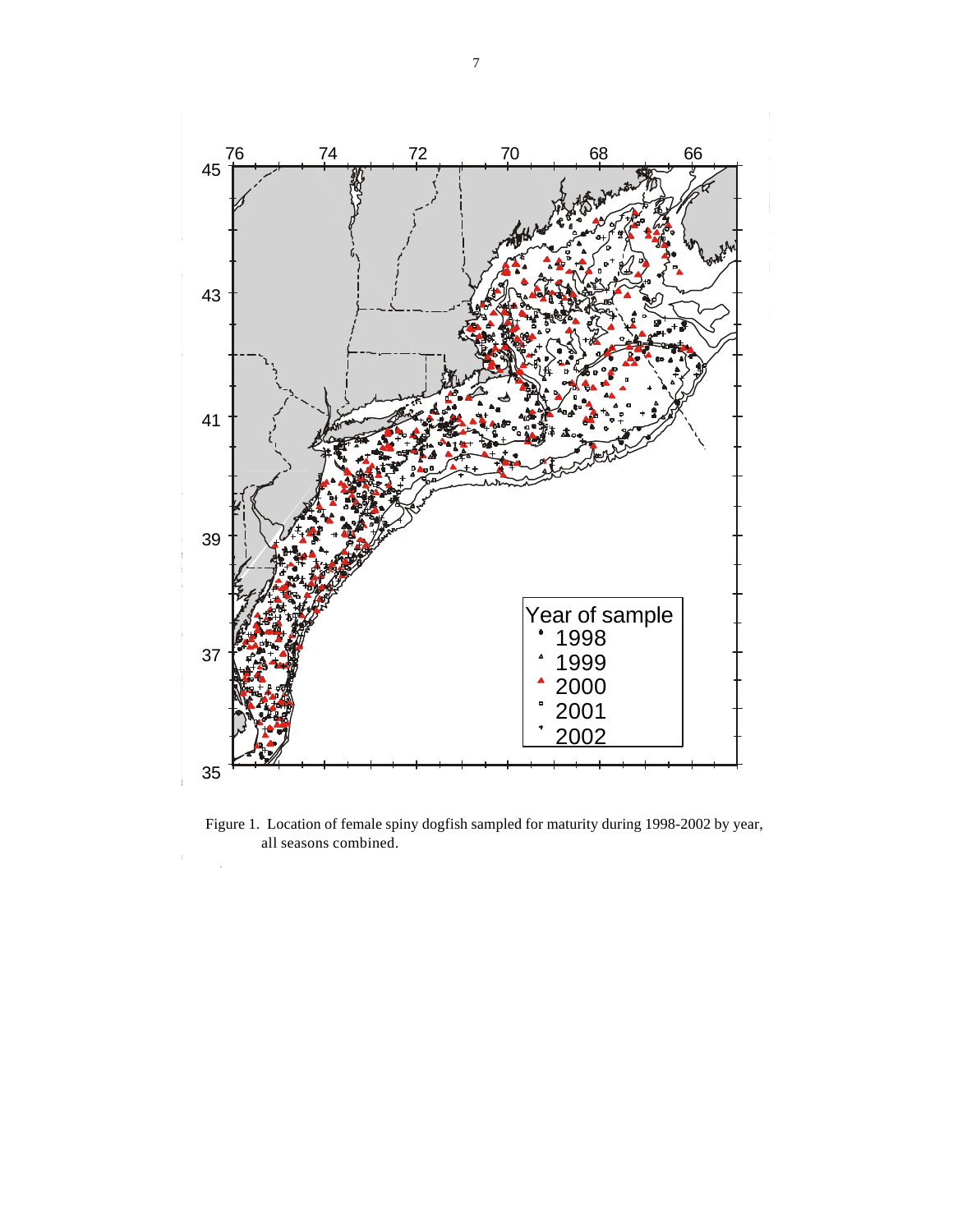Figure 1. Location of female spiny dogfish sampled for maturity during 1998-2002 by year, all seasons combined.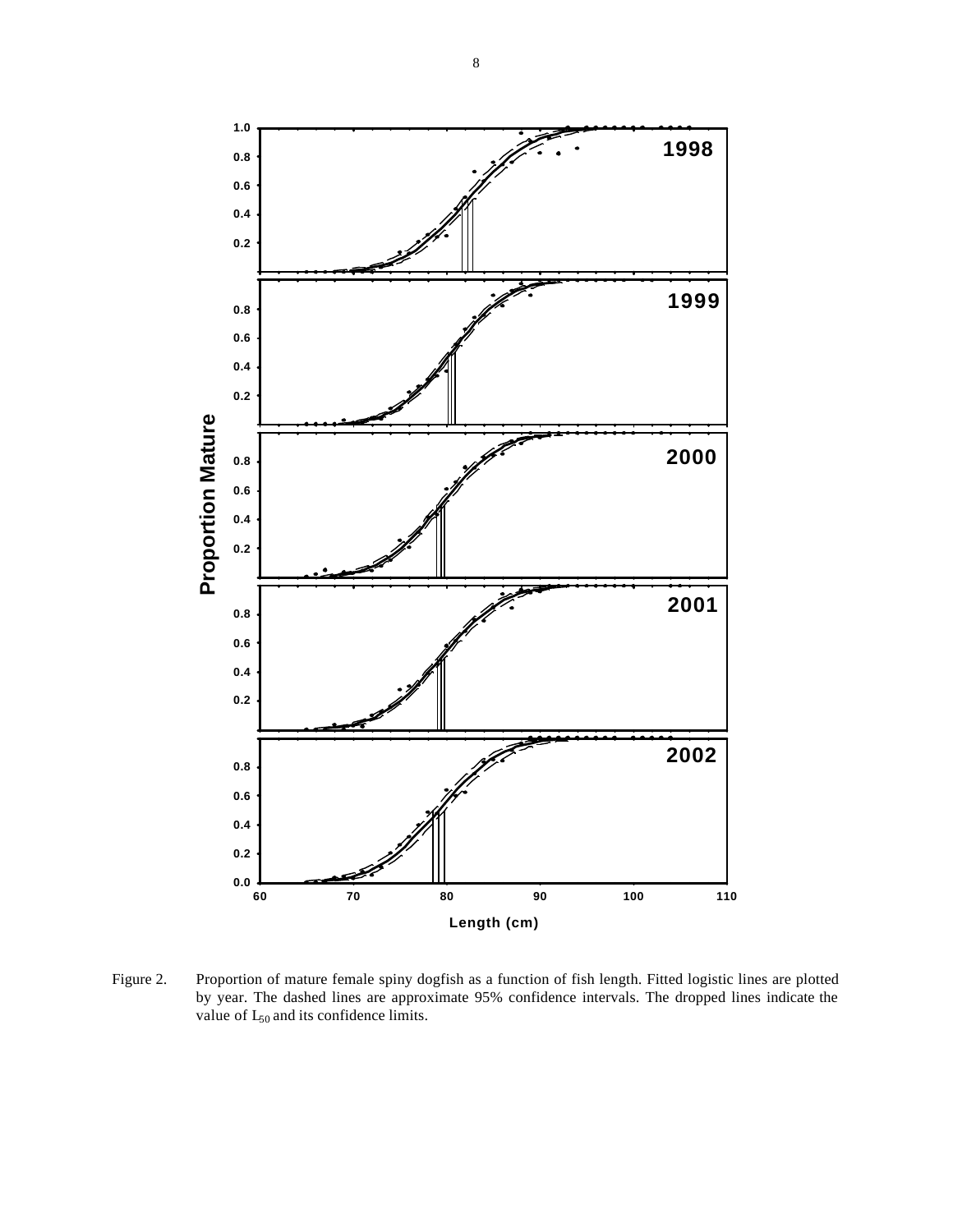Figure 2. Proportion of mature female spiny dogfish as a function of fish length. Fitted logistic lines are plotted by year. The dashed lines are approximate 95% confidence intervals. The dropped lines indicate the value of $L_{50}$ and its confidence limits.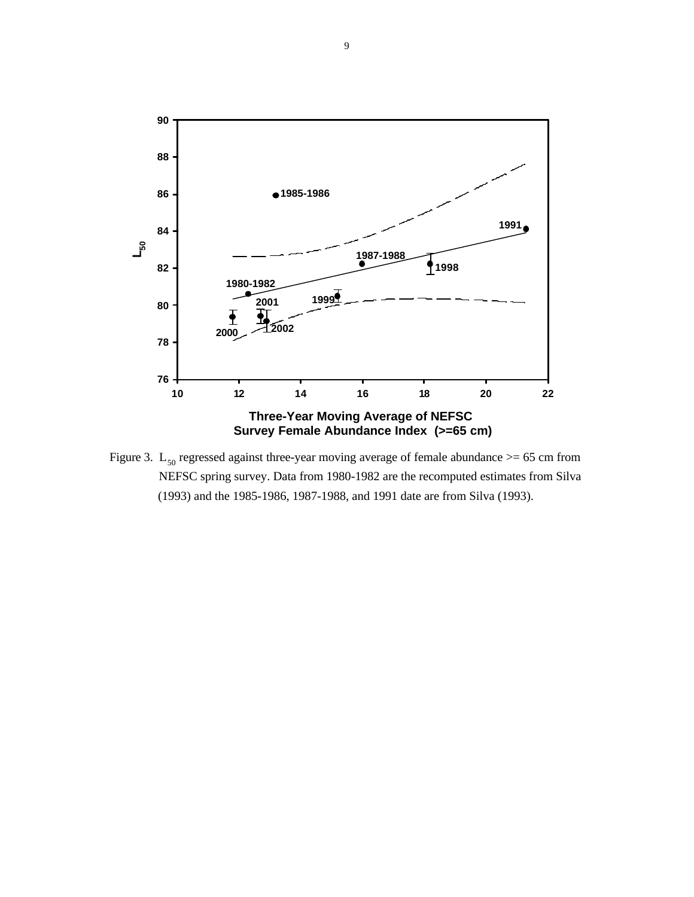Figure 3. $L_{50}$ regressed against three-year moving average of female abundance >= 65 cm from NEFSC spring survey. Data from 1980-1982 are the recomputed estimates from Silva (1993) and the 1985-1986, 1987-1988, and 1991 date are from Silva (1993).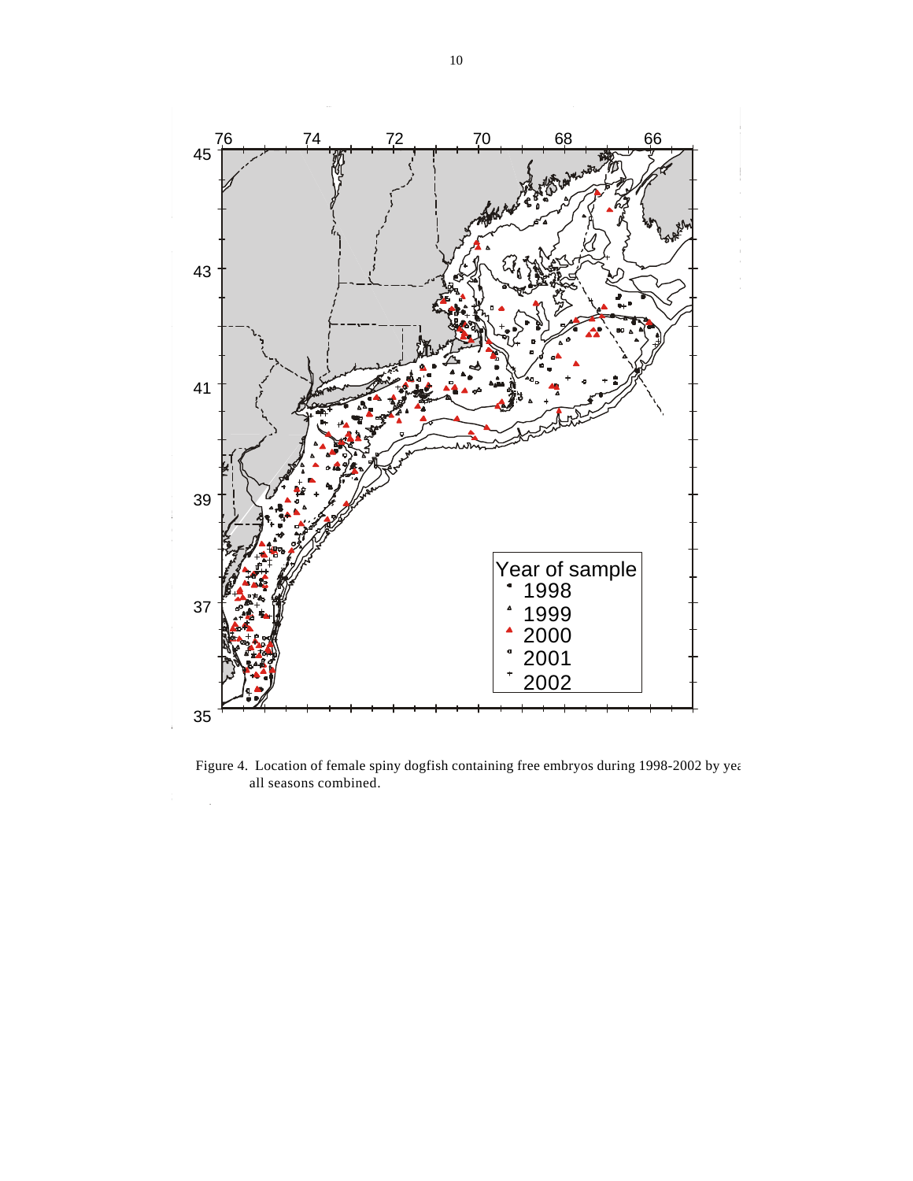Figure 4. Location of female spiny dogfish containing free embryos during 1998-2002 by yea all seasons combined.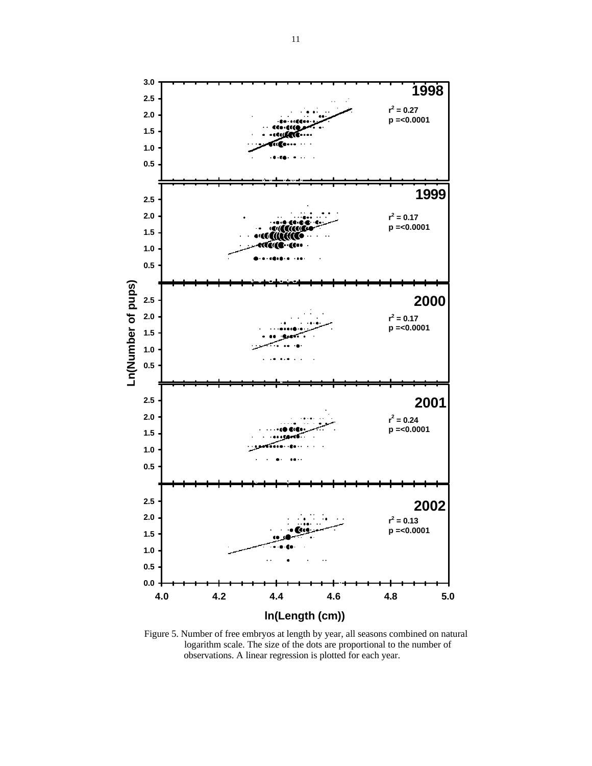Figure 5. Number of free embryos at length by year, all seasons combined on natural logarithm scale. The size of the dots are proportional to the number of observations. A linear regression is plotted for each year.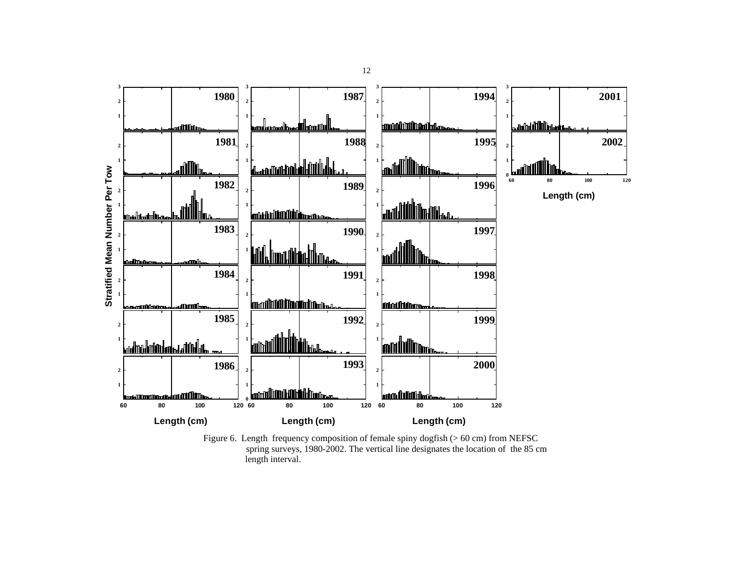Stratified Mean Number Per Tow

1980
1981
1982
1983
1984
1985
1986
1987
1988
1989
1990
1991
1992
1993
1994
1995
1996
1997
1998
1999
2000
2001
2002

0
1
2
3

60
80
100
120

Length (cm)

Figure 6. Length frequency composition of female spiny dogfish (> 60 cm) from NEFSC spring surveys, 1980-2002. The vertical line designates the location of the 85 cm length interval.